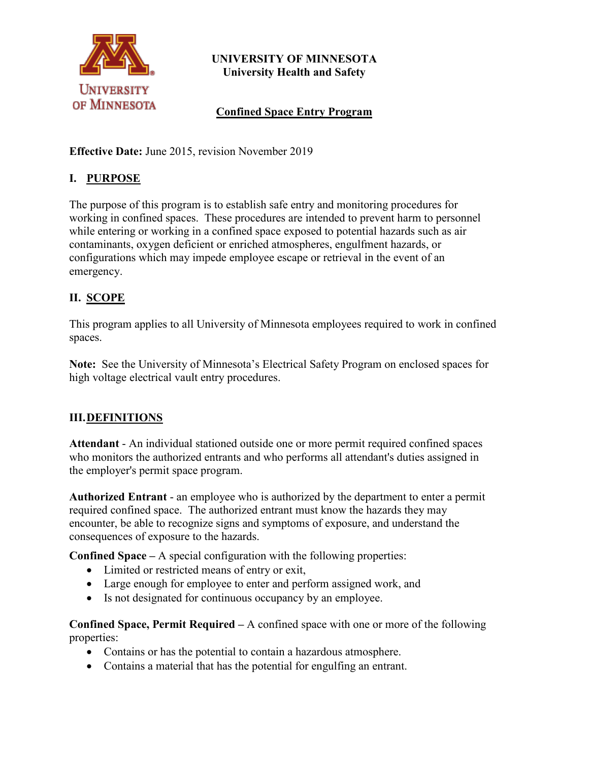**UNIVERSITY OF MINNESOTA**
**University Health and Safety**

# Confined Space Entry Program

**Effective Date:** June 2015, revision November 2019

## I. PURPOSE

The purpose of this program is to establish safe entry and monitoring procedures for working in confined spaces. These procedures are intended to prevent harm to personnel while entering or working in a confined space exposed to potential hazards such as air contaminants, oxygen deficient or enriched atmospheres, engulfment hazards, or configurations which may impede employee escape or retrieval in the event of an emergency.

## II. SCOPE

This program applies to all University of Minnesota employees required to work in confined spaces.

**Note:** See the University of Minnesota's Electrical Safety Program on enclosed spaces for high voltage electrical vault entry procedures.

## III. DEFINITIONS

**Attendant** - An individual stationed outside one or more permit required confined spaces who monitors the authorized entrants and who performs all attendant's duties assigned in the employer's permit space program.

**Authorized Entrant** - an employee who is authorized by the department to enter a permit required confined space. The authorized entrant must know the hazards they may encounter, be able to recognize signs and symptoms of exposure, and understand the consequences of exposure to the hazards.

**Confined Space –** A special configuration with the following properties:

- Limited or restricted means of entry or exit,
- Large enough for employee to enter and perform assigned work, and
- Is not designated for continuous occupancy by an employee.

**Confined Space, Permit Required –** A confined space with one or more of the following properties:

- Contains or has the potential to contain a hazardous atmosphere.
- Contains a material that has the potential for engulfing an entrant.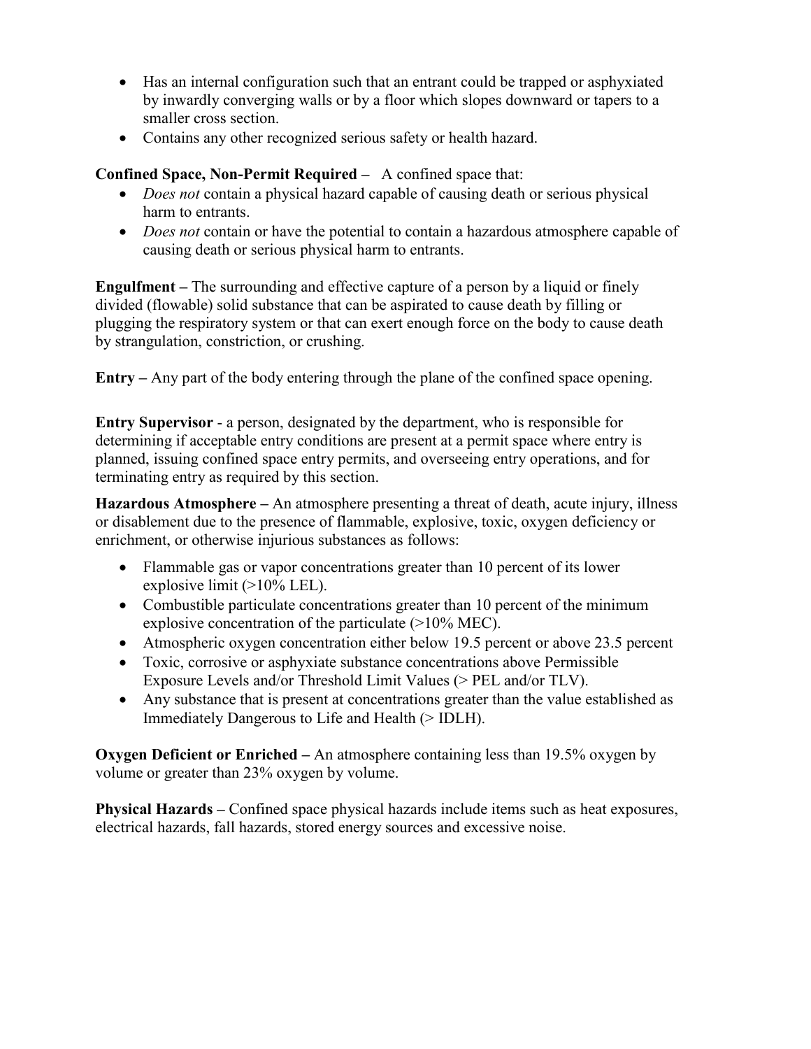- Has an internal configuration such that an entrant could be trapped or asphyxiated by inwardly converging walls or by a floor which slopes downward or tapers to a smaller cross section.
- Contains any other recognized serious safety or health hazard.

**Confined Space, Non-Permit Required –** A confined space that:

- *Does not* contain a physical hazard capable of causing death or serious physical harm to entrants.
- *Does not* contain or have the potential to contain a hazardous atmosphere capable of causing death or serious physical harm to entrants.

**Engulfment –** The surrounding and effective capture of a person by a liquid or finely divided (flowable) solid substance that can be aspirated to cause death by filling or plugging the respiratory system or that can exert enough force on the body to cause death by strangulation, constriction, or crushing.

**Entry –** Any part of the body entering through the plane of the confined space opening.

**Entry Supervisor** - a person, designated by the department, who is responsible for determining if acceptable entry conditions are present at a permit space where entry is planned, issuing confined space entry permits, and overseeing entry operations, and for terminating entry as required by this section.

**Hazardous Atmosphere –** An atmosphere presenting a threat of death, acute injury, illness or disablement due to the presence of flammable, explosive, toxic, oxygen deficiency or enrichment, or otherwise injurious substances as follows:

- Flammable gas or vapor concentrations greater than 10 percent of its lower explosive limit (>10% LEL).
- Combustible particulate concentrations greater than 10 percent of the minimum explosive concentration of the particulate (>10% MEC).
- Atmospheric oxygen concentration either below 19.5 percent or above 23.5 percent
- Toxic, corrosive or asphyxiate substance concentrations above Permissible Exposure Levels and/or Threshold Limit Values (> PEL and/or TLV).
- Any substance that is present at concentrations greater than the value established as Immediately Dangerous to Life and Health (> IDLH).

**Oxygen Deficient or Enriched –** An atmosphere containing less than 19.5% oxygen by volume or greater than 23% oxygen by volume.

**Physical Hazards –** Confined space physical hazards include items such as heat exposures, electrical hazards, fall hazards, stored energy sources and excessive noise.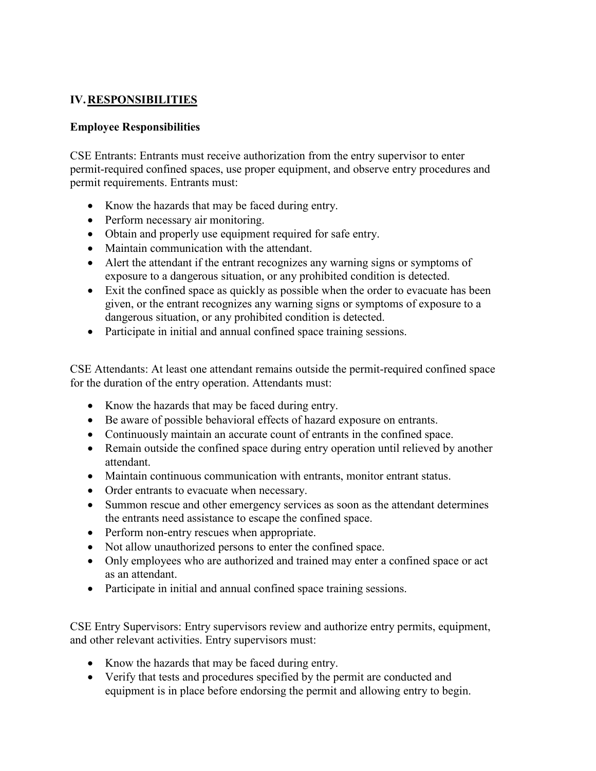## IV. RESPONSIBILITIES

### Employee Responsibilities

CSE Entrants: Entrants must receive authorization from the entry supervisor to enter permit-required confined spaces, use proper equipment, and observe entry procedures and permit requirements. Entrants must:

- Know the hazards that may be faced during entry.
- Perform necessary air monitoring.
- Obtain and properly use equipment required for safe entry.
- Maintain communication with the attendant.
- Alert the attendant if the entrant recognizes any warning signs or symptoms of exposure to a dangerous situation, or any prohibited condition is detected.
- Exit the confined space as quickly as possible when the order to evacuate has been given, or the entrant recognizes any warning signs or symptoms of exposure to a dangerous situation, or any prohibited condition is detected.
- Participate in initial and annual confined space training sessions.

CSE Attendants: At least one attendant remains outside the permit-required confined space for the duration of the entry operation. Attendants must:

- Know the hazards that may be faced during entry.
- Be aware of possible behavioral effects of hazard exposure on entrants.
- Continuously maintain an accurate count of entrants in the confined space.
- Remain outside the confined space during entry operation until relieved by another attendant.
- Maintain continuous communication with entrants, monitor entrant status.
- Order entrants to evacuate when necessary.
- Summon rescue and other emergency services as soon as the attendant determines the entrants need assistance to escape the confined space.
- Perform non-entry rescues when appropriate.
- Not allow unauthorized persons to enter the confined space.
- Only employees who are authorized and trained may enter a confined space or act as an attendant.
- Participate in initial and annual confined space training sessions.

CSE Entry Supervisors: Entry supervisors review and authorize entry permits, equipment, and other relevant activities. Entry supervisors must:

- Know the hazards that may be faced during entry.
- Verify that tests and procedures specified by the permit are conducted and equipment is in place before endorsing the permit and allowing entry to begin.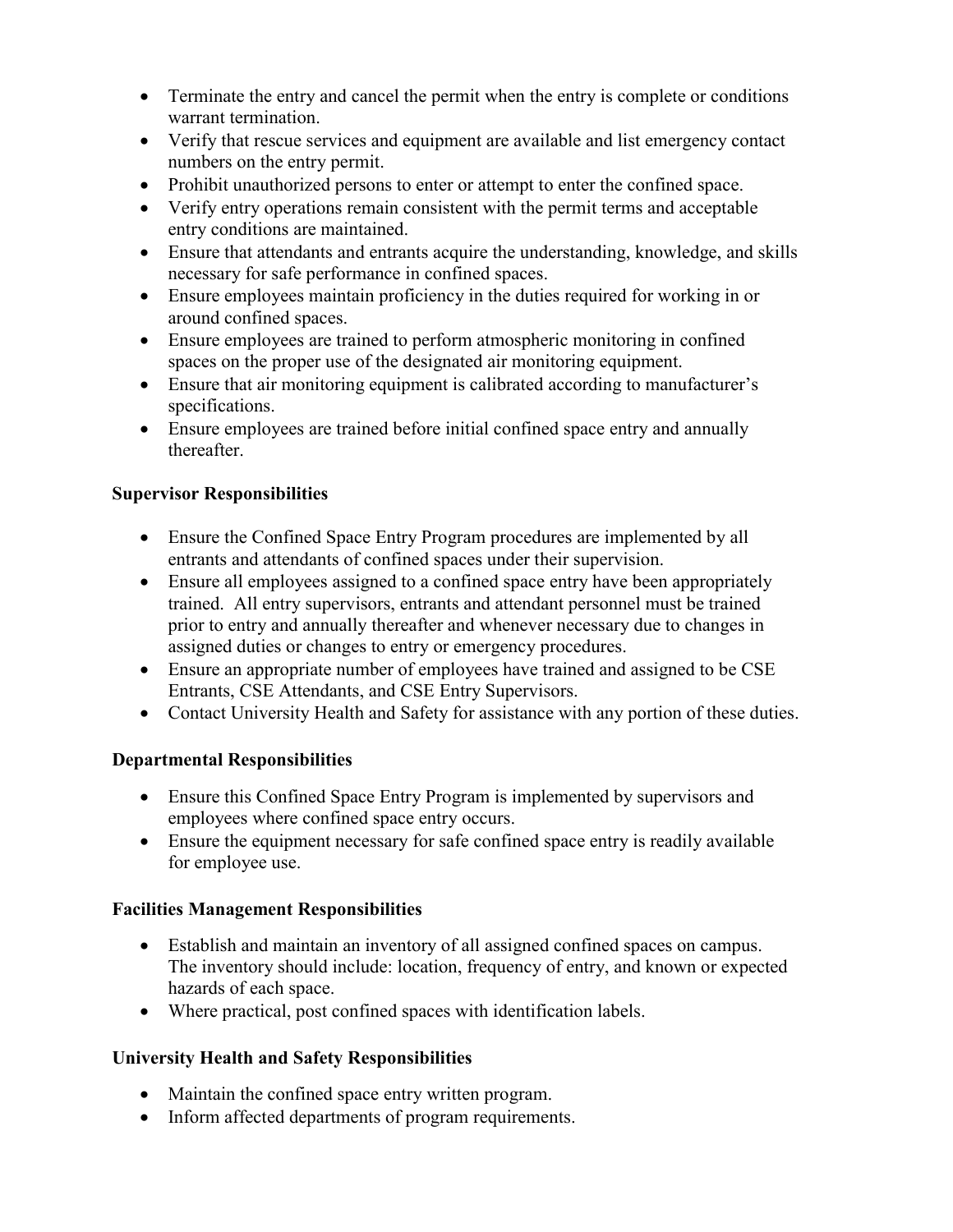- Terminate the entry and cancel the permit when the entry is complete or conditions warrant termination.
- Verify that rescue services and equipment are available and list emergency contact numbers on the entry permit.
- Prohibit unauthorized persons to enter or attempt to enter the confined space.
- Verify entry operations remain consistent with the permit terms and acceptable entry conditions are maintained.
- Ensure that attendants and entrants acquire the understanding, knowledge, and skills necessary for safe performance in confined spaces.
- Ensure employees maintain proficiency in the duties required for working in or around confined spaces.
- Ensure employees are trained to perform atmospheric monitoring in confined spaces on the proper use of the designated air monitoring equipment.
- Ensure that air monitoring equipment is calibrated according to manufacturer's specifications.
- Ensure employees are trained before initial confined space entry and annually thereafter.

**Supervisor Responsibilities**

- Ensure the Confined Space Entry Program procedures are implemented by all entrants and attendants of confined spaces under their supervision.
- Ensure all employees assigned to a confined space entry have been appropriately trained. All entry supervisors, entrants and attendant personnel must be trained prior to entry and annually thereafter and whenever necessary due to changes in assigned duties or changes to entry or emergency procedures.
- Ensure an appropriate number of employees have trained and assigned to be CSE Entrants, CSE Attendants, and CSE Entry Supervisors.
- Contact University Health and Safety for assistance with any portion of these duties.

**Departmental Responsibilities**

- Ensure this Confined Space Entry Program is implemented by supervisors and employees where confined space entry occurs.
- Ensure the equipment necessary for safe confined space entry is readily available for employee use.

**Facilities Management Responsibilities**

- Establish and maintain an inventory of all assigned confined spaces on campus. The inventory should include: location, frequency of entry, and known or expected hazards of each space.
- Where practical, post confined spaces with identification labels.

**University Health and Safety Responsibilities**

- Maintain the confined space entry written program.
- Inform affected departments of program requirements.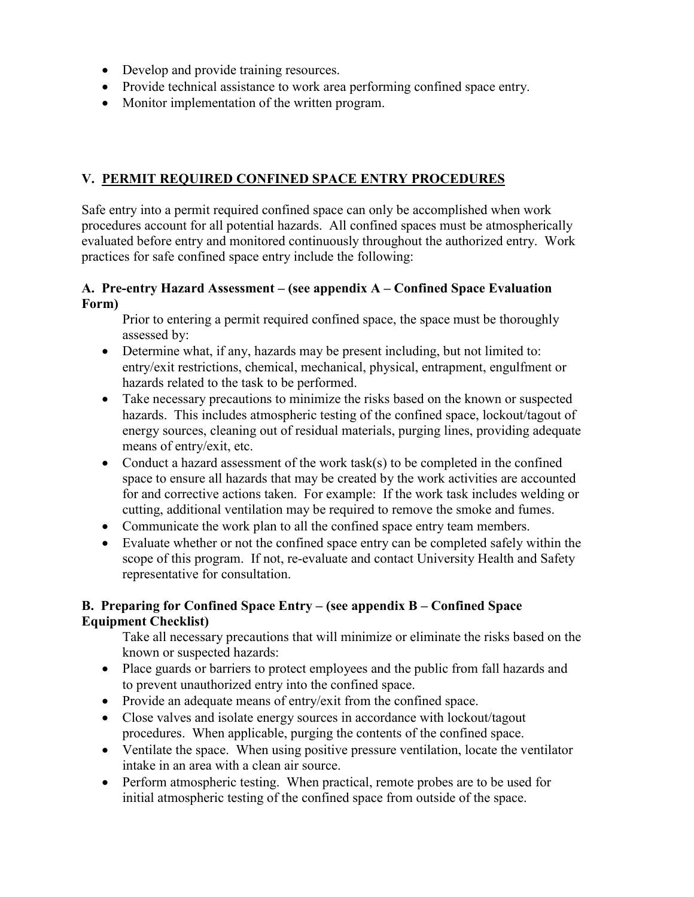- Develop and provide training resources.
- Provide technical assistance to work area performing confined space entry.
- Monitor implementation of the written program.

## V. PERMIT REQUIRED CONFINED SPACE ENTRY PROCEDURES

Safe entry into a permit required confined space can only be accomplished when work procedures account for all potential hazards. All confined spaces must be atmospherically evaluated before entry and monitored continuously throughout the authorized entry. Work practices for safe confined space entry include the following:

### A. Pre-entry Hazard Assessment – (see appendix A – Confined Space Evaluation Form)

Prior to entering a permit required confined space, the space must be thoroughly assessed by:

- Determine what, if any, hazards may be present including, but not limited to: entry/exit restrictions, chemical, mechanical, physical, entrapment, engulfment or hazards related to the task to be performed.
- Take necessary precautions to minimize the risks based on the known or suspected hazards. This includes atmospheric testing of the confined space, lockout/tagout of energy sources, cleaning out of residual materials, purging lines, providing adequate means of entry/exit, etc.
- Conduct a hazard assessment of the work task(s) to be completed in the confined space to ensure all hazards that may be created by the work activities are accounted for and corrective actions taken. For example: If the work task includes welding or cutting, additional ventilation may be required to remove the smoke and fumes.
- Communicate the work plan to all the confined space entry team members.
- Evaluate whether or not the confined space entry can be completed safely within the scope of this program. If not, re-evaluate and contact University Health and Safety representative for consultation.

### B. Preparing for Confined Space Entry – (see appendix B – Confined Space Equipment Checklist)

Take all necessary precautions that will minimize or eliminate the risks based on the known or suspected hazards:

- Place guards or barriers to protect employees and the public from fall hazards and to prevent unauthorized entry into the confined space.
- Provide an adequate means of entry/exit from the confined space.
- Close valves and isolate energy sources in accordance with lockout/tagout procedures. When applicable, purging the contents of the confined space.
- Ventilate the space. When using positive pressure ventilation, locate the ventilator intake in an area with a clean air source.
- Perform atmospheric testing. When practical, remote probes are to be used for initial atmospheric testing of the confined space from outside of the space.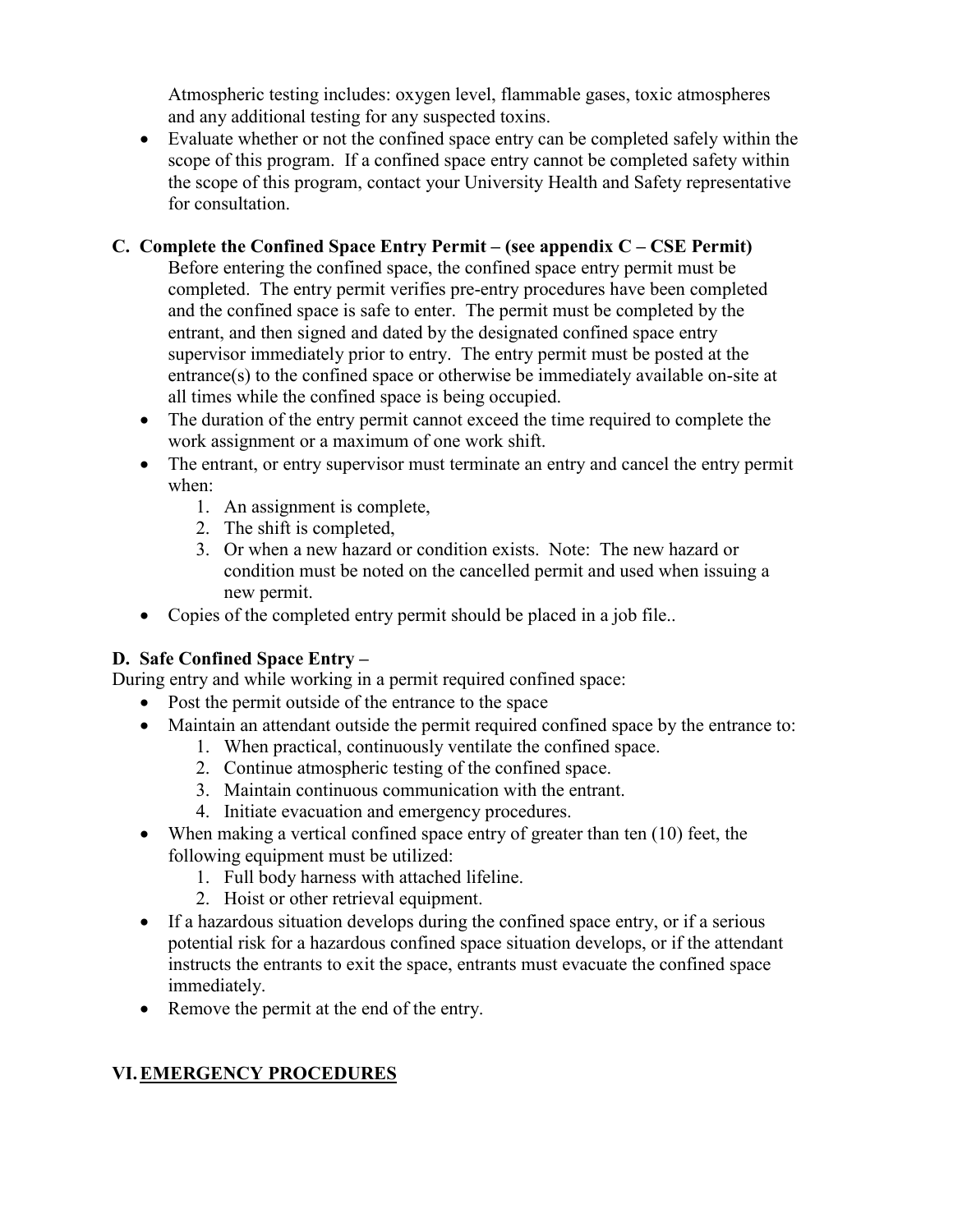Atmospheric testing includes: oxygen level, flammable gases, toxic atmospheres and any additional testing for any suspected toxins.

- Evaluate whether or not the confined space entry can be completed safely within the scope of this program. If a confined space entry cannot be completed safety within the scope of this program, contact your University Health and Safety representative for consultation.

### C. Complete the Confined Space Entry Permit – (see appendix C – CSE Permit)

Before entering the confined space, the confined space entry permit must be completed. The entry permit verifies pre-entry procedures have been completed and the confined space is safe to enter. The permit must be completed by the entrant, and then signed and dated by the designated confined space entry supervisor immediately prior to entry. The entry permit must be posted at the entrance(s) to the confined space or otherwise be immediately available on-site at all times while the confined space is being occupied.

- The duration of the entry permit cannot exceed the time required to complete the work assignment or a maximum of one work shift.
- The entrant, or entry supervisor must terminate an entry and cancel the entry permit when:
    1. An assignment is complete,
    2. The shift is completed,
    3. Or when a new hazard or condition exists. Note: The new hazard or condition must be noted on the cancelled permit and used when issuing a new permit.
- Copies of the completed entry permit should be placed in a job file..

### D. Safe Confined Space Entry –

During entry and while working in a permit required confined space:

- Post the permit outside of the entrance to the space
- Maintain an attendant outside the permit required confined space by the entrance to:
    1. When practical, continuously ventilate the confined space.
    2. Continue atmospheric testing of the confined space.
    3. Maintain continuous communication with the entrant.
    4. Initiate evacuation and emergency procedures.
- When making a vertical confined space entry of greater than ten (10) feet, the following equipment must be utilized:
    1. Full body harness with attached lifeline.
    2. Hoist or other retrieval equipment.
- If a hazardous situation develops during the confined space entry, or if a serious potential risk for a hazardous confined space situation develops, or if the attendant instructs the entrants to exit the space, entrants must evacuate the confined space immediately.
- Remove the permit at the end of the entry.

## VI. EMERGENCY PROCEDURES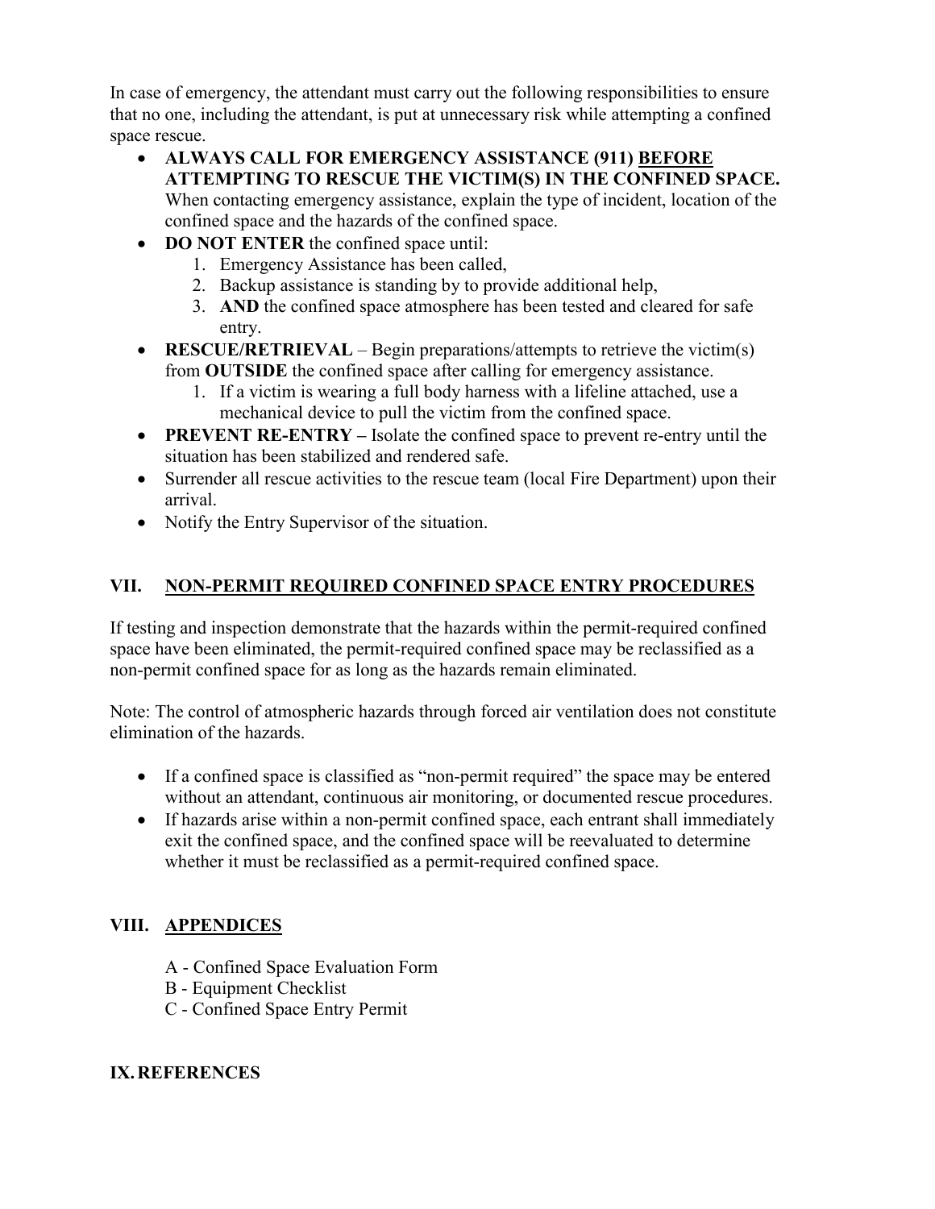In case of emergency, the attendant must carry out the following responsibilities to ensure that no one, including the attendant, is put at unnecessary risk while attempting a confined space rescue.

- **ALWAYS CALL FOR EMERGENCY ASSISTANCE (911) <u>BEFORE</u> ATTEMPTING TO RESCUE THE VICTIM(S) IN THE CONFINED SPACE.** When contacting emergency assistance, explain the type of incident, location of the confined space and the hazards of the confined space.
- **DO NOT ENTER** the confined space until:
  1. Emergency Assistance has been called,
  2. Backup assistance is standing by to provide additional help,
  3. **AND** the confined space atmosphere has been tested and cleared for safe entry.
- **RESCUE/RETRIEVAL** – Begin preparations/attempts to retrieve the victim(s) from **OUTSIDE** the confined space after calling for emergency assistance.
  1. If a victim is wearing a full body harness with a lifeline attached, use a mechanical device to pull the victim from the confined space.
- **PREVENT RE-ENTRY –** Isolate the confined space to prevent re-entry until the situation has been stabilized and rendered safe.
- Surrender all rescue activities to the rescue team (local Fire Department) upon their arrival.
- Notify the Entry Supervisor of the situation.

## VII. <u>NON-PERMIT REQUIRED CONFINED SPACE ENTRY PROCEDURES</u>

If testing and inspection demonstrate that the hazards within the permit-required confined space have been eliminated, the permit-required confined space may be reclassified as a non-permit confined space for as long as the hazards remain eliminated.

Note: The control of atmospheric hazards through forced air ventilation does not constitute elimination of the hazards.

- If a confined space is classified as "non-permit required" the space may be entered without an attendant, continuous air monitoring, or documented rescue procedures.
- If hazards arise within a non-permit confined space, each entrant shall immediately exit the confined space, and the confined space will be reevaluated to determine whether it must be reclassified as a permit-required confined space.

## VIII. <u>APPENDICES</u>

A - Confined Space Evaluation Form
B - Equipment Checklist
C - Confined Space Entry Permit

## IX. REFERENCES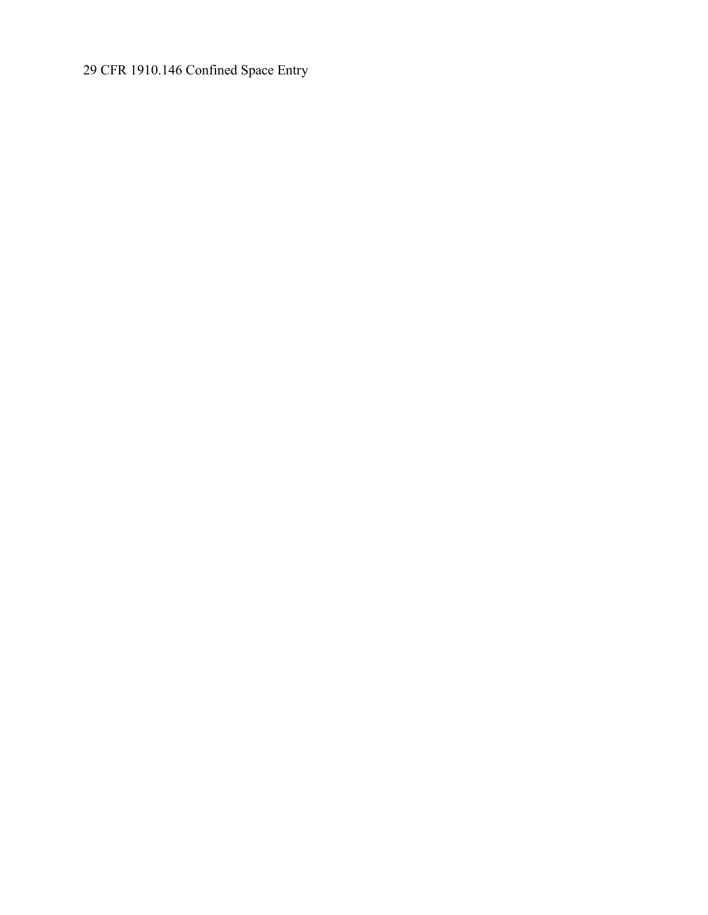29 CFR 1910.146 Confined Space Entry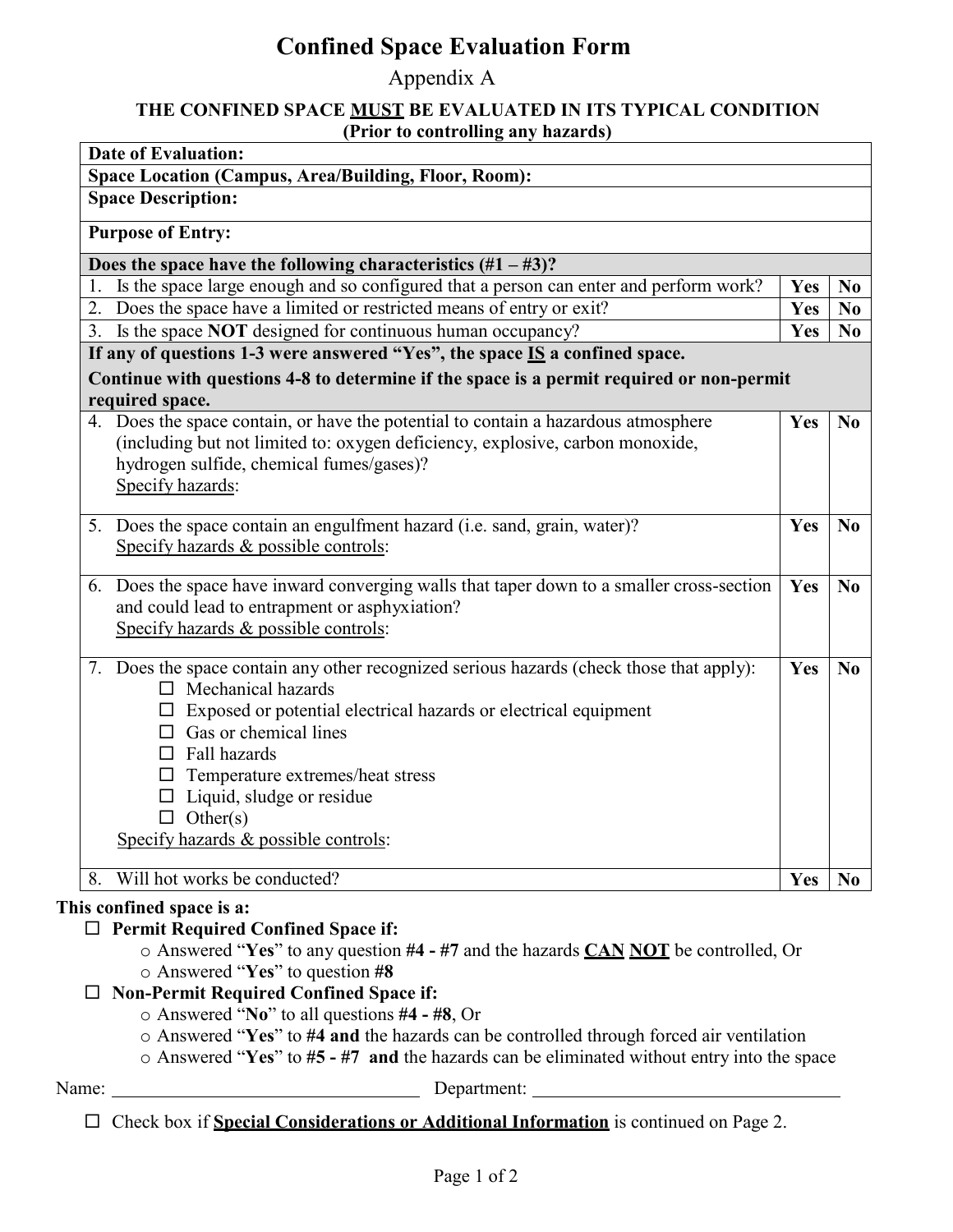# Confined Space Evaluation Form

Appendix A

**THE CONFINED SPACE MUST BE EVALUATED IN ITS TYPICAL CONDITION**
**(Prior to controlling any hazards)**

| **Date of Evaluation:** | | |
|---|---|---|
| **Space Location (Campus, Area/Building, Floor, Room):** | | |
| **Space Description:** | | |
| **Purpose of Entry:** | | |
| **Does the space have the following characteristics (#1 – #3)?** | | |
| 1. Is the space large enough and so configured that a person can enter and perform work? | **Yes** | **No** |
| 2. Does the space have a limited or restricted means of entry or exit? | **Yes** | **No** |
| 3. Is the space **NOT** designed for continuous human occupancy? | **Yes** | **No** |
| **If any of questions 1-3 were answered "Yes", the space IS a confined space.** **Continue with questions 4-8 to determine if the space is a permit required or non-permit required space.** | | |
| 4. Does the space contain, or have the potential to contain a hazardous atmosphere (including but not limited to: oxygen deficiency, explosive, carbon monoxide, hydrogen sulfide, chemical fumes/gases)? Specify hazards: | **Yes** | **No** |
| 5. Does the space contain an engulfment hazard (i.e. sand, grain, water)? Specify hazards & possible controls: | **Yes** | **No** |
| 6. Does the space have inward converging walls that taper down to a smaller cross-section and could lead to entrapment or asphyxiation? Specify hazards & possible controls: | **Yes** | **No** |
| 7. Does the space contain any other recognized serious hazards (check those that apply): ☐ Mechanical hazards ☐ Exposed or potential electrical hazards or electrical equipment ☐ Gas or chemical lines ☐ Fall hazards ☐ Temperature extremes/heat stress ☐ Liquid, sludge or residue ☐ Other(s) Specify hazards & possible controls: | **Yes** | **No** |
| 8. Will hot works be conducted? | **Yes** | **No** |

**This confined space is a:**

- ☐ **Permit Required Confined Space if:**
  - Answered "**Yes**" to any question **#4 - #7** and the hazards **CAN NOT** be controlled, Or
  - Answered "**Yes**" to question **#8**
- ☐ **Non-Permit Required Confined Space if:**
  - Answered "**No**" to all questions **#4 - #8**, Or
  - Answered "**Yes**" to **#4 and** the hazards can be controlled through forced air ventilation
  - Answered "**Yes**" to **#5 - #7 and** the hazards can be eliminated without entry into the space

Name: ______________________________ Department: ______________________________

☐ Check box if **Special Considerations or Additional Information** is continued on Page 2.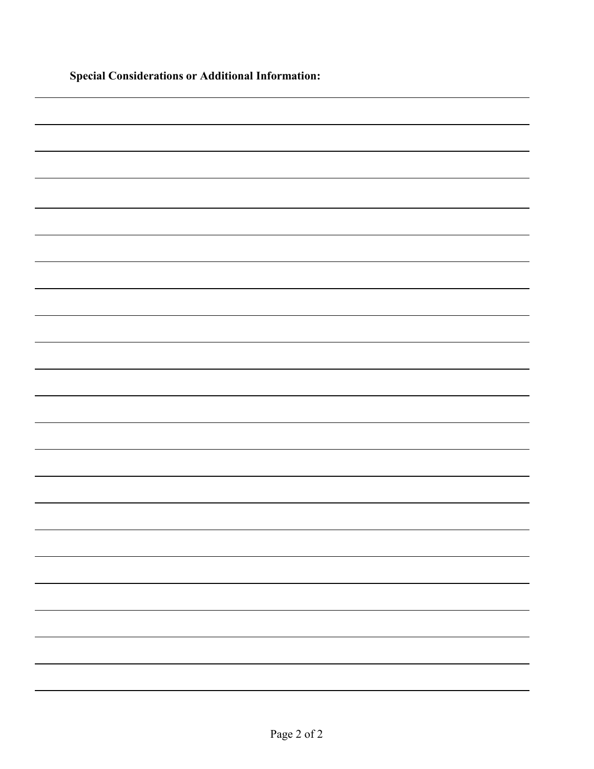**Special Considerations or Additional Information:**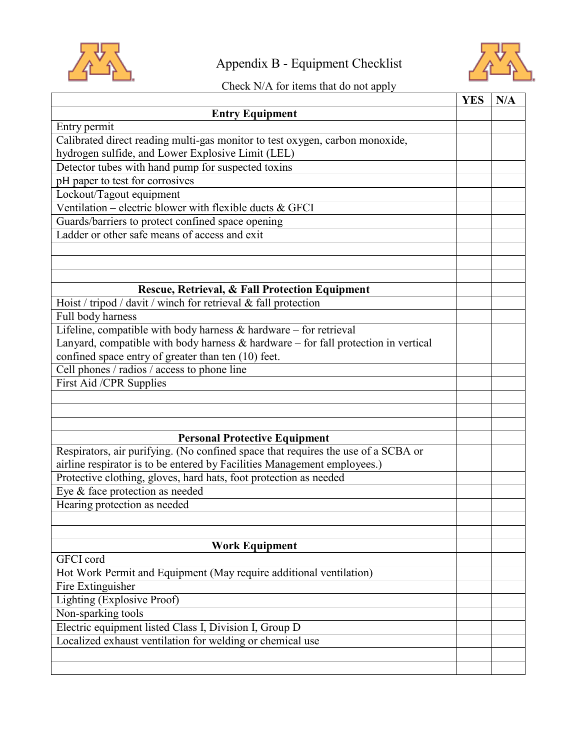# Appendix B - Equipment Checklist

Check N/A for items that do not apply

| | YES | N/A |
|---|---|---|
| **Entry Equipment** | | |
| Entry permit | | |
| Calibrated direct reading multi-gas monitor to test oxygen, carbon monoxide, hydrogen sulfide, and Lower Explosive Limit (LEL) | | |
| Detector tubes with hand pump for suspected toxins | | |
| pH paper to test for corrosives | | |
| Lockout/Tagout equipment | | |
| Ventilation – electric blower with flexible ducts & GFCI | | |
| Guards/barriers to protect confined space opening | | |
| Ladder or other safe means of access and exit | | |
| | | |
| | | |
| | | |
| **Rescue, Retrieval, & Fall Protection Equipment** | | |
| Hoist / tripod / davit / winch for retrieval & fall protection | | |
| Full body harness | | |
| Lifeline, compatible with body harness & hardware – for retrieval<br>Lanyard, compatible with body harness & hardware – for fall protection in vertical confined space entry of greater than ten (10) feet. | | |
| Cell phones / radios / access to phone line | | |
| First Aid /CPR Supplies | | |
| | | |
| | | |
| | | |
| **Personal Protective Equipment** | | |
| Respirators, air purifying. (No confined space that requires the use of a SCBA or airline respirator is to be entered by Facilities Management employees.) | | |
| Protective clothing, gloves, hard hats, foot protection as needed | | |
| Eye & face protection as needed | | |
| Hearing protection as needed | | |
| | | |
| | | |
| **Work Equipment** | | |
| GFCI cord | | |
| Hot Work Permit and Equipment (May require additional ventilation) | | |
| Fire Extinguisher | | |
| Lighting (Explosive Proof) | | |
| Non-sparking tools | | |
| Electric equipment listed Class I, Division I, Group D | | |
| Localized exhaust ventilation for welding or chemical use | | |
| | | |
| | | |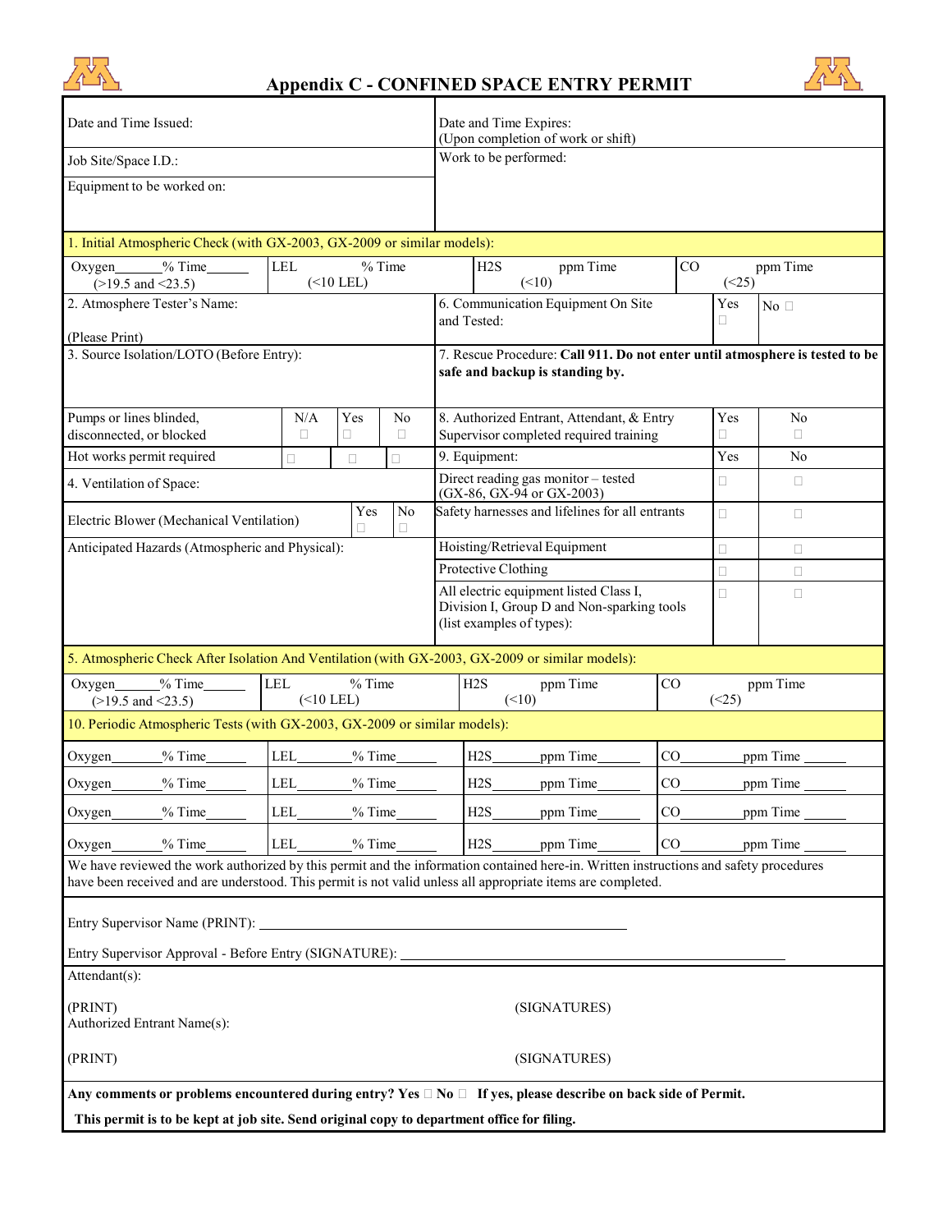# Appendix C - CONFINED SPACE ENTRY PERMIT

| | |
|---|---|
| Date and Time Issued: | Date and Time Expires: (Upon completion of work or shift) |
| Job Site/Space I.D.: | Work to be performed: |
| Equipment to be worked on: | |

**1. Initial Atmospheric Check (with GX-2003, GX-2009 or similar models):**

| | | | |
|---|---|---|---|
| Oxygen______% Time______ (>19.5 and <23.5) | LEL % Time (<10 LEL) | H2S ppm Time (<10) | CO ppm Time (<25) |

| | | | | | | |
|---|---|---|---|---|---|---|
| 2. Atmosphere Tester's Name: (Please Print) | | | | 6. Communication Equipment On Site and Tested: | Yes ☐ | No ☐ |
| 3. Source Isolation/LOTO (Before Entry): | | | | 7. Rescue Procedure: **Call 911. Do not enter until atmosphere is tested to be safe and backup is standing by.** | | |
| | N/A | Yes | No | | | |
| Pumps or lines blinded, disconnected, or blocked | ☐ | ☐ | ☐ | 8. Authorized Entrant, Attendant, & Entry Supervisor completed required training | Yes ☐ | No ☐ |
| Hot works permit required | ☐ | ☐ | ☐ | 9. Equipment: | Yes | No |
| 4. Ventilation of Space: | | | | Direct reading gas monitor – tested (GX-86, GX-94 or GX-2003) | ☐ | ☐ |
| Electric Blower (Mechanical Ventilation) | | Yes ☐ | No ☐ | Safety harnesses and lifelines for all entrants | ☐ | ☐ |
| Anticipated Hazards (Atmospheric and Physical): | | | | Hoisting/Retrieval Equipment | ☐ | ☐ |
| | | | | Protective Clothing | ☐ | ☐ |
| | | | | All electric equipment listed Class I, Division I, Group D and Non-sparking tools (list examples of types): | ☐ | ☐ |

**5. Atmospheric Check After Isolation And Ventilation (with GX-2003, GX-2009 or similar models):**

| | | | |
|---|---|---|---|
| Oxygen______% Time______ (>19.5 and <23.5) | LEL % Time (<10 LEL) | H2S ppm Time (<10) | CO ppm Time (<25) |

**10. Periodic Atmospheric Tests (with GX-2003, GX-2009 or similar models):**

| | | | |
|---|---|---|---|
| Oxygen______% Time______ | LEL______% Time______ | H2S______ppm Time______ | CO________ppm Time ______ |
| Oxygen______% Time______ | LEL______% Time______ | H2S______ppm Time______ | CO________ppm Time ______ |
| Oxygen______% Time______ | LEL______% Time______ | H2S______ppm Time______ | CO________ppm Time ______ |
| Oxygen______% Time______ | LEL______% Time______ | H2S______ppm Time______ | CO________ppm Time ______ |

We have reviewed the work authorized by this permit and the information contained here-in. Written instructions and safety procedures have been received and are understood. This permit is not valid unless all appropriate items are completed.

Entry Supervisor Name (PRINT): ______________________________________________

Entry Supervisor Approval - Before Entry (SIGNATURE): ______________________________________________

Attendant(s):

(PRINT) (SIGNATURES)

Authorized Entrant Name(s):

(PRINT) (SIGNATURES)

**Any comments or problems encountered during entry? Yes ☐ No ☐ If yes, please describe on back side of Permit.**

**This permit is to be kept at job site. Send original copy to department office for filing.**